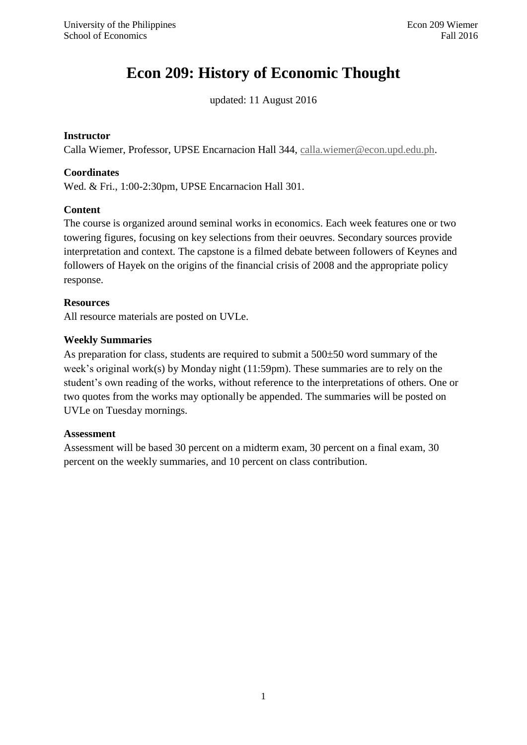# Econ 209: History of Economic Thought

updated: 11 August 2016

**Instructor**

Calla Wiemer, Professor, UPSE Encarnacion Hall 344, calla.wiemer@econ.upd.edu.ph.

**Coordinates**

Wed. & Fri., 1:00-2:30pm, UPSE Encarnacion Hall 301.

**Content**

The course is organized around seminal works in economics. Each week features one or two towering figures, focusing on key selections from their oeuvres. Secondary sources provide interpretation and context. The capstone is a filmed debate between followers of Keynes and followers of Hayek on the origins of the financial crisis of 2008 and the appropriate policy response.

**Resources**

All resource materials are posted on UVLe.

**Weekly Summaries**

As preparation for class, students are required to submit a 500±50 word summary of the week's original work(s) by Monday night (11:59pm). These summaries are to rely on the student's own reading of the works, without reference to the interpretations of others. One or two quotes from the works may optionally be appended. The summaries will be posted on UVLe on Tuesday mornings.

**Assessment**

Assessment will be based 30 percent on a midterm exam, 30 percent on a final exam, 30 percent on the weekly summaries, and 10 percent on class contribution.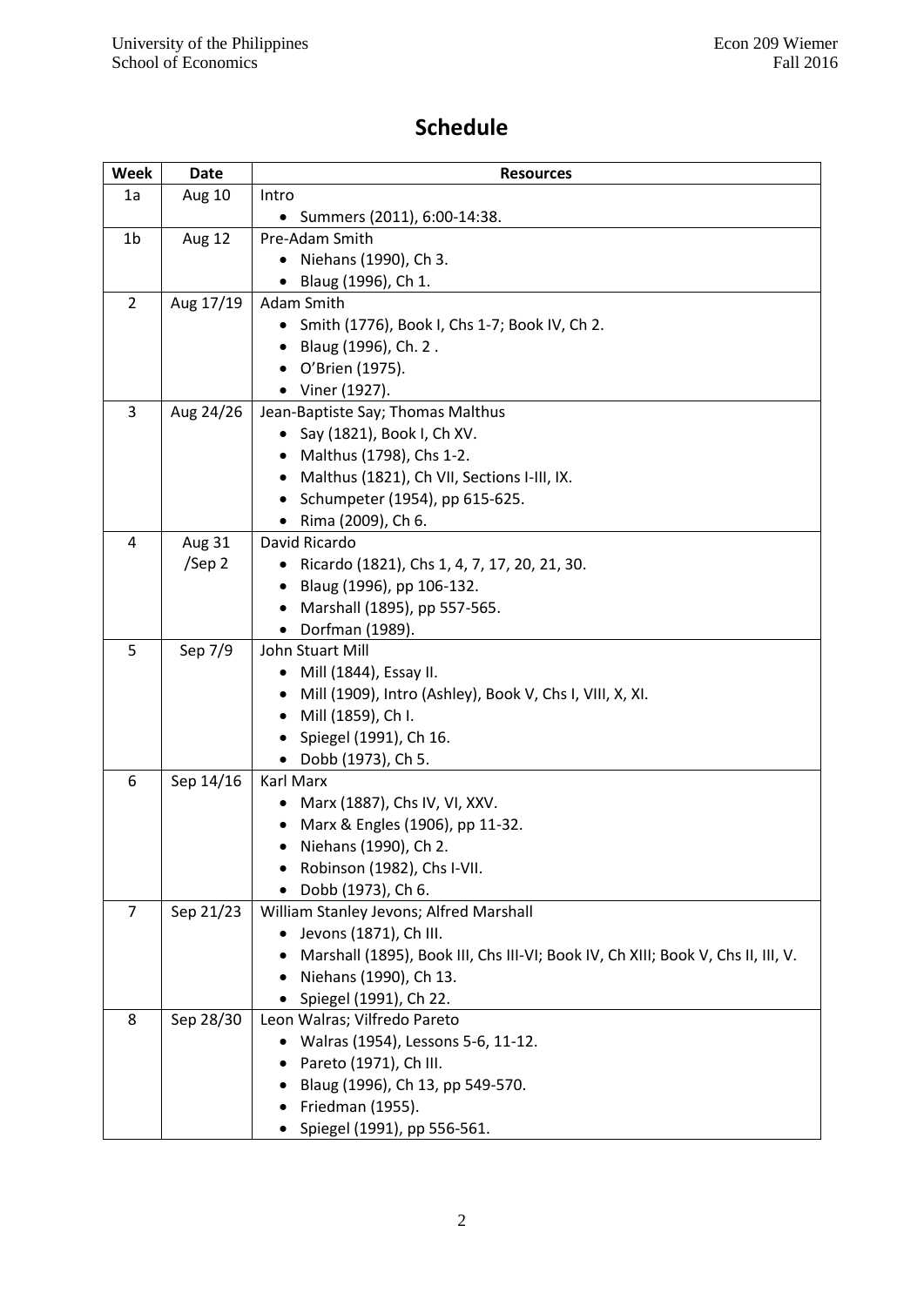# Schedule

| Week | Date | Resources |
|---|---|---|
| 1a | Aug 10 | Intro<br>• Summers (2011), 6:00-14:38. |
| 1b | Aug 12 | Pre-Adam Smith<br>• Niehans (1990), Ch 3.<br>• Blaug (1996), Ch 1. |
| 2 | Aug 17/19 | Adam Smith<br>• Smith (1776), Book I, Chs 1-7; Book IV, Ch 2.<br>• Blaug (1996), Ch. 2 .<br>• O'Brien (1975).<br>• Viner (1927). |
| 3 | Aug 24/26 | Jean-Baptiste Say; Thomas Malthus<br>• Say (1821), Book I, Ch XV.<br>• Malthus (1798), Chs 1-2.<br>• Malthus (1821), Ch VII, Sections I-III, IX.<br>• Schumpeter (1954), pp 615-625.<br>• Rima (2009), Ch 6. |
| 4 | Aug 31 /Sep 2 | David Ricardo<br>• Ricardo (1821), Chs 1, 4, 7, 17, 20, 21, 30.<br>• Blaug (1996), pp 106-132.<br>• Marshall (1895), pp 557-565.<br>• Dorfman (1989). |
| 5 | Sep 7/9 | John Stuart Mill<br>• Mill (1844), Essay II.<br>• Mill (1909), Intro (Ashley), Book V, Chs I, VIII, X, XI.<br>• Mill (1859), Ch I.<br>• Spiegel (1991), Ch 16.<br>• Dobb (1973), Ch 5. |
| 6 | Sep 14/16 | Karl Marx<br>• Marx (1887), Chs IV, VI, XXV.<br>• Marx & Engles (1906), pp 11-32.<br>• Niehans (1990), Ch 2.<br>• Robinson (1982), Chs I-VII.<br>• Dobb (1973), Ch 6. |
| 7 | Sep 21/23 | William Stanley Jevons; Alfred Marshall<br>• Jevons (1871), Ch III.<br>• Marshall (1895), Book III, Chs III-VI; Book IV, Ch XIII; Book V, Chs II, III, V.<br>• Niehans (1990), Ch 13.<br>• Spiegel (1991), Ch 22. |
| 8 | Sep 28/30 | Leon Walras; Vilfredo Pareto<br>• Walras (1954), Lessons 5-6, 11-12.<br>• Pareto (1971), Ch III.<br>• Blaug (1996), Ch 13, pp 549-570.<br>• Friedman (1955).<br>• Spiegel (1991), pp 556-561. |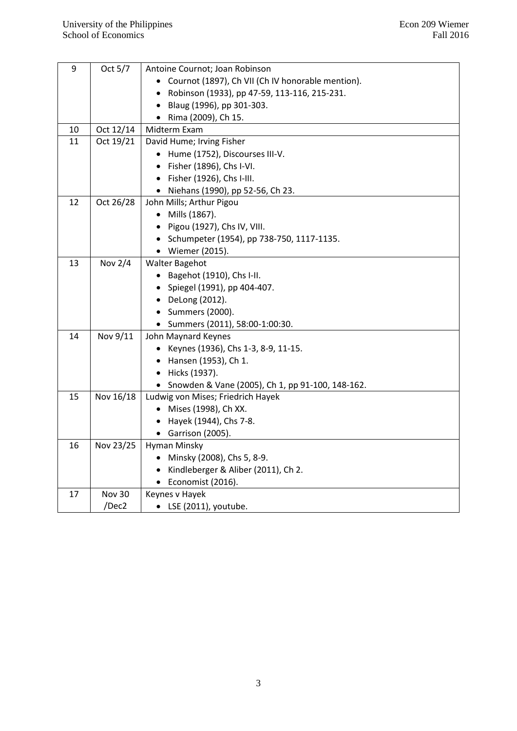| 9 | Oct 5/7 | Antoine Cournot; Joan Robinson<br>• Cournot (1897), Ch VII (Ch IV honorable mention).<br>• Robinson (1933), pp 47-59, 113-116, 215-231.<br>• Blaug (1996), pp 301-303.<br>• Rima (2009), Ch 15. |
|---|---|---|
| 10 | Oct 12/14 | Midterm Exam |
| 11 | Oct 19/21 | David Hume; Irving Fisher<br>• Hume (1752), Discourses III-V.<br>• Fisher (1896), Chs I-VI.<br>• Fisher (1926), Chs I-III.<br>• Niehans (1990), pp 52-56, Ch 23. |
| 12 | Oct 26/28 | John Mills; Arthur Pigou<br>• Mills (1867).<br>• Pigou (1927), Chs IV, VIII.<br>• Schumpeter (1954), pp 738-750, 1117-1135.<br>• Wiemer (2015). |
| 13 | Nov 2/4 | Walter Bagehot<br>• Bagehot (1910), Chs I-II.<br>• Spiegel (1991), pp 404-407.<br>• DeLong (2012).<br>• Summers (2000).<br>• Summers (2011), 58:00-1:00:30. |
| 14 | Nov 9/11 | John Maynard Keynes<br>• Keynes (1936), Chs 1-3, 8-9, 11-15.<br>• Hansen (1953), Ch 1.<br>• Hicks (1937).<br>• Snowden & Vane (2005), Ch 1, pp 91-100, 148-162. |
| 15 | Nov 16/18 | Ludwig von Mises; Friedrich Hayek<br>• Mises (1998), Ch XX.<br>• Hayek (1944), Chs 7-8.<br>• Garrison (2005). |
| 16 | Nov 23/25 | Hyman Minsky<br>• Minsky (2008), Chs 5, 8-9.<br>• Kindleberger & Aliber (2011), Ch 2.<br>• Economist (2016). |
| 17 | Nov 30 /Dec2 | Keynes v Hayek<br>• LSE (2011), youtube. |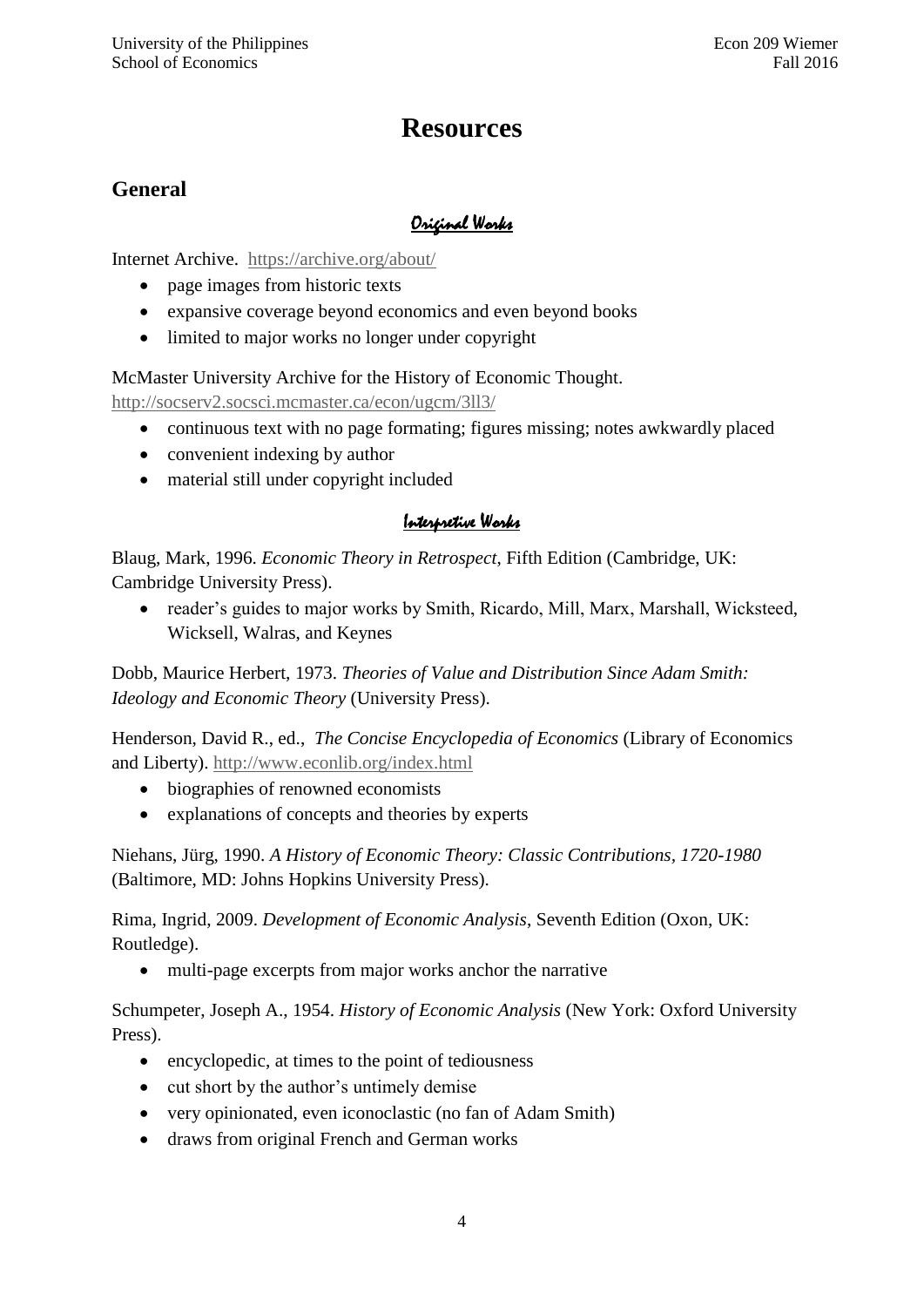# Resources

## General

### *Original Works*

Internet Archive. https://archive.org/about/

- page images from historic texts
- expansive coverage beyond economics and even beyond books
- limited to major works no longer under copyright

McMaster University Archive for the History of Economic Thought.
http://socserv2.socsci.mcmaster.ca/econ/ugcm/3ll3/

- continuous text with no page formating; figures missing; notes awkwardly placed
- convenient indexing by author
- material still under copyright included

### *Interpretive Works*

Blaug, Mark, 1996. *Economic Theory in Retrospect*, Fifth Edition (Cambridge, UK: Cambridge University Press).

- reader's guides to major works by Smith, Ricardo, Mill, Marx, Marshall, Wicksteed, Wicksell, Walras, and Keynes

Dobb, Maurice Herbert, 1973. *Theories of Value and Distribution Since Adam Smith: Ideology and Economic Theory* (University Press).

Henderson, David R., ed., *The Concise Encyclopedia of Economics* (Library of Economics and Liberty). http://www.econlib.org/index.html

- biographies of renowned economists
- explanations of concepts and theories by experts

Niehans, Jürg, 1990. *A History of Economic Theory: Classic Contributions, 1720-1980* (Baltimore, MD: Johns Hopkins University Press).

Rima, Ingrid, 2009. *Development of Economic Analysis*, Seventh Edition (Oxon, UK: Routledge).

- multi-page excerpts from major works anchor the narrative

Schumpeter, Joseph A., 1954. *History of Economic Analysis* (New York: Oxford University Press).

- encyclopedic, at times to the point of tediousness
- cut short by the author's untimely demise
- very opinionated, even iconoclastic (no fan of Adam Smith)
- draws from original French and German works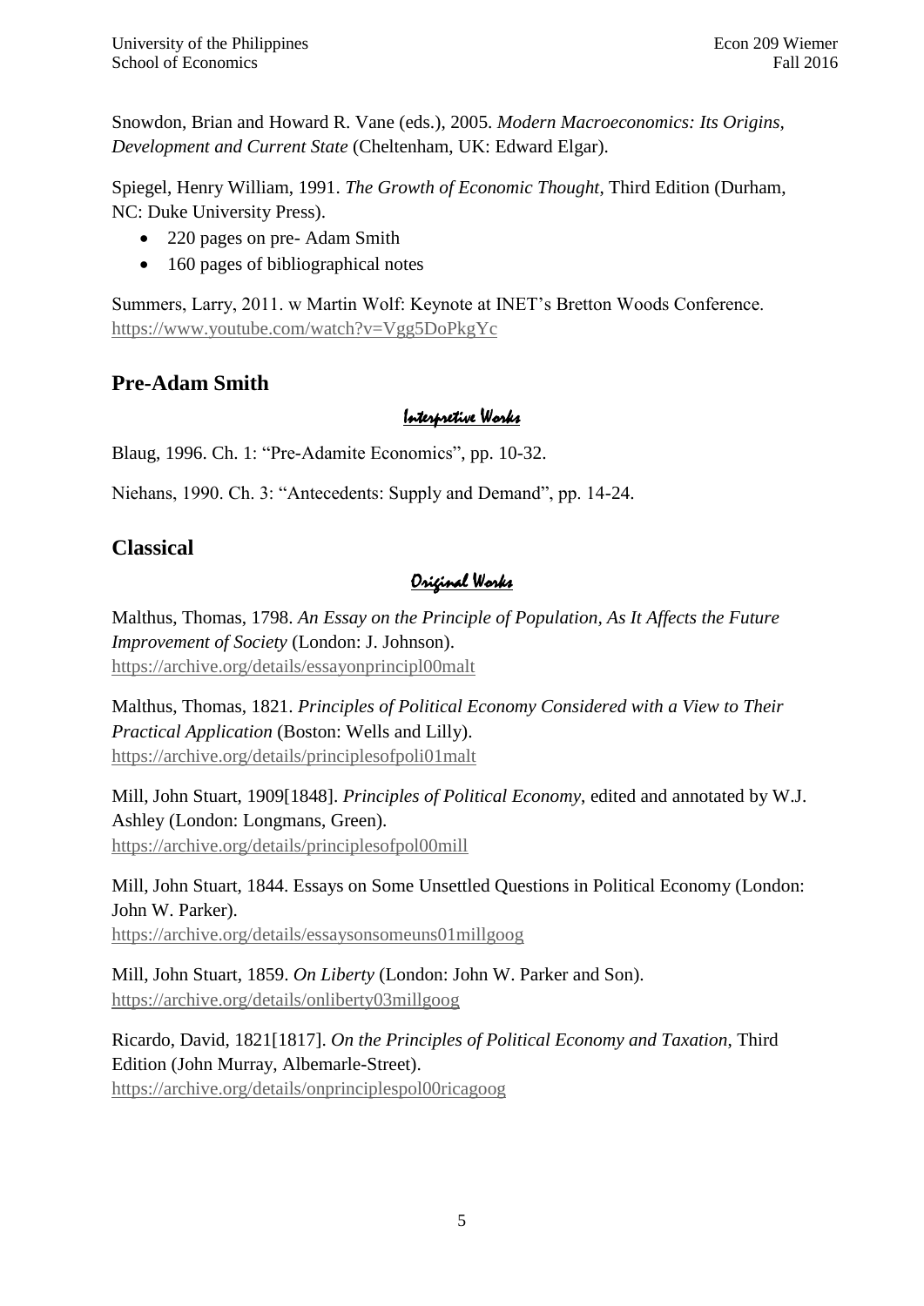Snowdon, Brian and Howard R. Vane (eds.), 2005. *Modern Macroeconomics: Its Origins, Development and Current State* (Cheltenham, UK: Edward Elgar).

Spiegel, Henry William, 1991. *The Growth of Economic Thought*, Third Edition (Durham, NC: Duke University Press).

- 220 pages on pre- Adam Smith
- 160 pages of bibliographical notes

Summers, Larry, 2011. w Martin Wolf: Keynote at INET's Bretton Woods Conference. https://www.youtube.com/watch?v=Vgg5DoPkgYc

## Pre-Adam Smith

### *Interpretive Works*

Blaug, 1996. Ch. 1: "Pre-Adamite Economics", pp. 10-32.

Niehans, 1990. Ch. 3: "Antecedents: Supply and Demand", pp. 14-24.

## Classical

### *Original Works*

Malthus, Thomas, 1798. *An Essay on the Principle of Population, As It Affects the Future Improvement of Society* (London: J. Johnson). https://archive.org/details/essayonprincipl00malt

Malthus, Thomas, 1821. *Principles of Political Economy Considered with a View to Their Practical Application* (Boston: Wells and Lilly). https://archive.org/details/principlesofpoli01malt

Mill, John Stuart, 1909[1848]. *Principles of Political Economy*, edited and annotated by W.J. Ashley (London: Longmans, Green). https://archive.org/details/principlesofpol00mill

Mill, John Stuart, 1844. Essays on Some Unsettled Questions in Political Economy (London: John W. Parker). https://archive.org/details/essaysonsomeuns01millgoog

Mill, John Stuart, 1859. *On Liberty* (London: John W. Parker and Son). https://archive.org/details/onliberty03millgoog

Ricardo, David, 1821[1817]. *On the Principles of Political Economy and Taxation*, Third Edition (John Murray, Albemarle-Street). https://archive.org/details/onprincipespol00ricagoog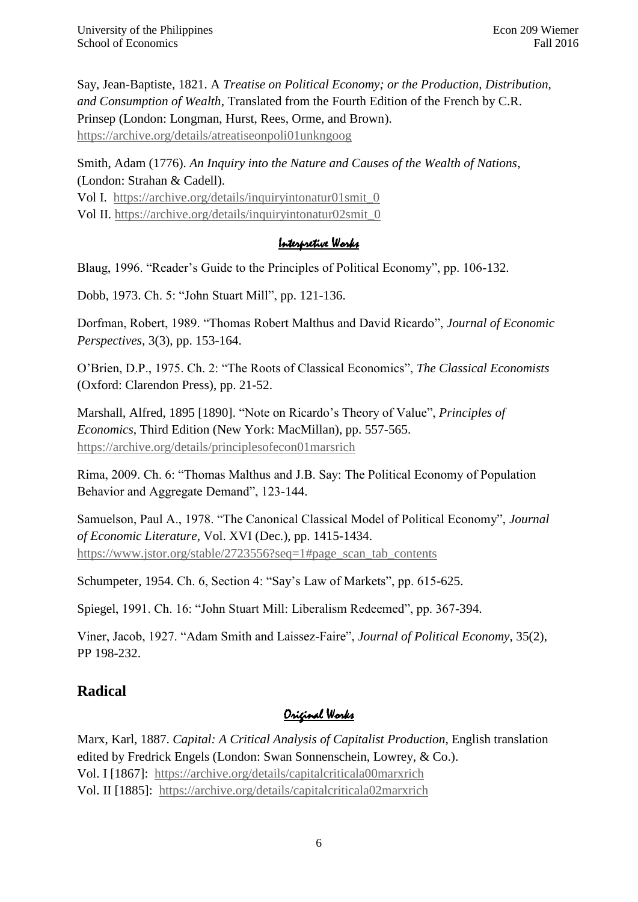Say, Jean-Baptiste, 1821. A *Treatise on Political Economy; or the Production, Distribution, and Consumption of Wealth*, Translated from the Fourth Edition of the French by C.R. Prinsep (London: Longman, Hurst, Rees, Orme, and Brown).
https://archive.org/details/atreatiseonpoli01unkngoog

Smith, Adam (1776). *An Inquiry into the Nature and Causes of the Wealth of Nations*, (London: Strahan & Cadell).
Vol I. https://archive.org/details/inquiryintonatur01smit_0
Vol II. https://archive.org/details/inquiryintonatur02smit_0

### *Interpretive Works*

Blaug, 1996. "Reader's Guide to the Principles of Political Economy", pp. 106-132.

Dobb, 1973. Ch. 5: "John Stuart Mill", pp. 121-136.

Dorfman, Robert, 1989. "Thomas Robert Malthus and David Ricardo", *Journal of Economic Perspectives*, 3(3), pp. 153-164.

O'Brien, D.P., 1975. Ch. 2: "The Roots of Classical Economics", *The Classical Economists* (Oxford: Clarendon Press), pp. 21-52.

Marshall, Alfred, 1895 [1890]. "Note on Ricardo's Theory of Value", *Principles of Economics*, Third Edition (New York: MacMillan), pp. 557-565.
https://archive.org/details/principlesofecon01marsrich

Rima, 2009. Ch. 6: "Thomas Malthus and J.B. Say: The Political Economy of Population Behavior and Aggregate Demand", 123-144.

Samuelson, Paul A., 1978. "The Canonical Classical Model of Political Economy", *Journal of Economic Literature*, Vol. XVI (Dec.), pp. 1415-1434.
https://www.jstor.org/stable/2723556?seq=1#page_scan_tab_contents

Schumpeter, 1954. Ch. 6, Section 4: "Say's Law of Markets", pp. 615-625.

Spiegel, 1991. Ch. 16: "John Stuart Mill: Liberalism Redeemed", pp. 367-394.

Viner, Jacob, 1927. "Adam Smith and Laissez-Faire", *Journal of Political Economy*, 35(2), PP 198-232.

## Radical

### *Original Works*

Marx, Karl, 1887. *Capital: A Critical Analysis of Capitalist Production*, English translation edited by Fredrick Engels (London: Swan Sonnenschein, Lowrey, & Co.).
Vol. I [1867]: https://archive.org/details/capitalcriticala00marxrich
Vol. II [1885]: https://archive.org/details/capitalcriticala02marxrich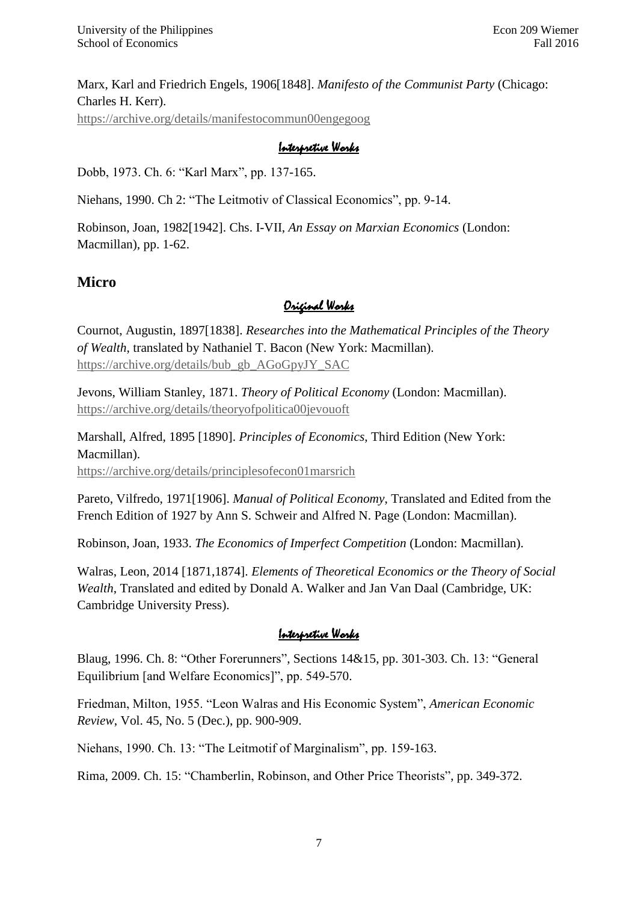Marx, Karl and Friedrich Engels, 1906[1848]. *Manifesto of the Communist Party* (Chicago: Charles H. Kerr).
https://archive.org/details/manifestocommun00engegoog

### Interpretive Works

Dobb, 1973. Ch. 6: "Karl Marx", pp. 137-165.

Niehans, 1990. Ch 2: "The Leitmotiv of Classical Economics", pp. 9-14.

Robinson, Joan, 1982[1942]. Chs. I-VII, *An Essay on Marxian Economics* (London: Macmillan), pp. 1-62.

## Micro

### Original Works

Cournot, Augustin, 1897[1838]. *Researches into the Mathematical Principles of the Theory of Wealth*, translated by Nathaniel T. Bacon (New York: Macmillan).
https://archive.org/details/bub_gb_AGoGpyJY_SAC

Jevons, William Stanley, 1871. *Theory of Political Economy* (London: Macmillan).
https://archive.org/details/theoryofpolitica00jevouoft

Marshall, Alfred, 1895 [1890]. *Principles of Economics*, Third Edition (New York: Macmillan).
https://archive.org/details/principlesofecon01marsrich

Pareto, Vilfredo, 1971[1906]. *Manual of Political Economy*, Translated and Edited from the French Edition of 1927 by Ann S. Schweir and Alfred N. Page (London: Macmillan).

Robinson, Joan, 1933. *The Economics of Imperfect Competition* (London: Macmillan).

Walras, Leon, 2014 [1871,1874]. *Elements of Theoretical Economics or the Theory of Social Wealth*, Translated and edited by Donald A. Walker and Jan Van Daal (Cambridge, UK: Cambridge University Press).

### Interpretive Works

Blaug, 1996. Ch. 8: "Other Forerunners", Sections 14&15, pp. 301-303. Ch. 13: "General Equilibrium [and Welfare Economics]", pp. 549-570.

Friedman, Milton, 1955. "Leon Walras and His Economic System", *American Economic Review*, Vol. 45, No. 5 (Dec.), pp. 900-909.

Niehans, 1990. Ch. 13: "The Leitmotif of Marginalism", pp. 159-163.

Rima, 2009. Ch. 15: "Chamberlin, Robinson, and Other Price Theorists", pp. 349-372.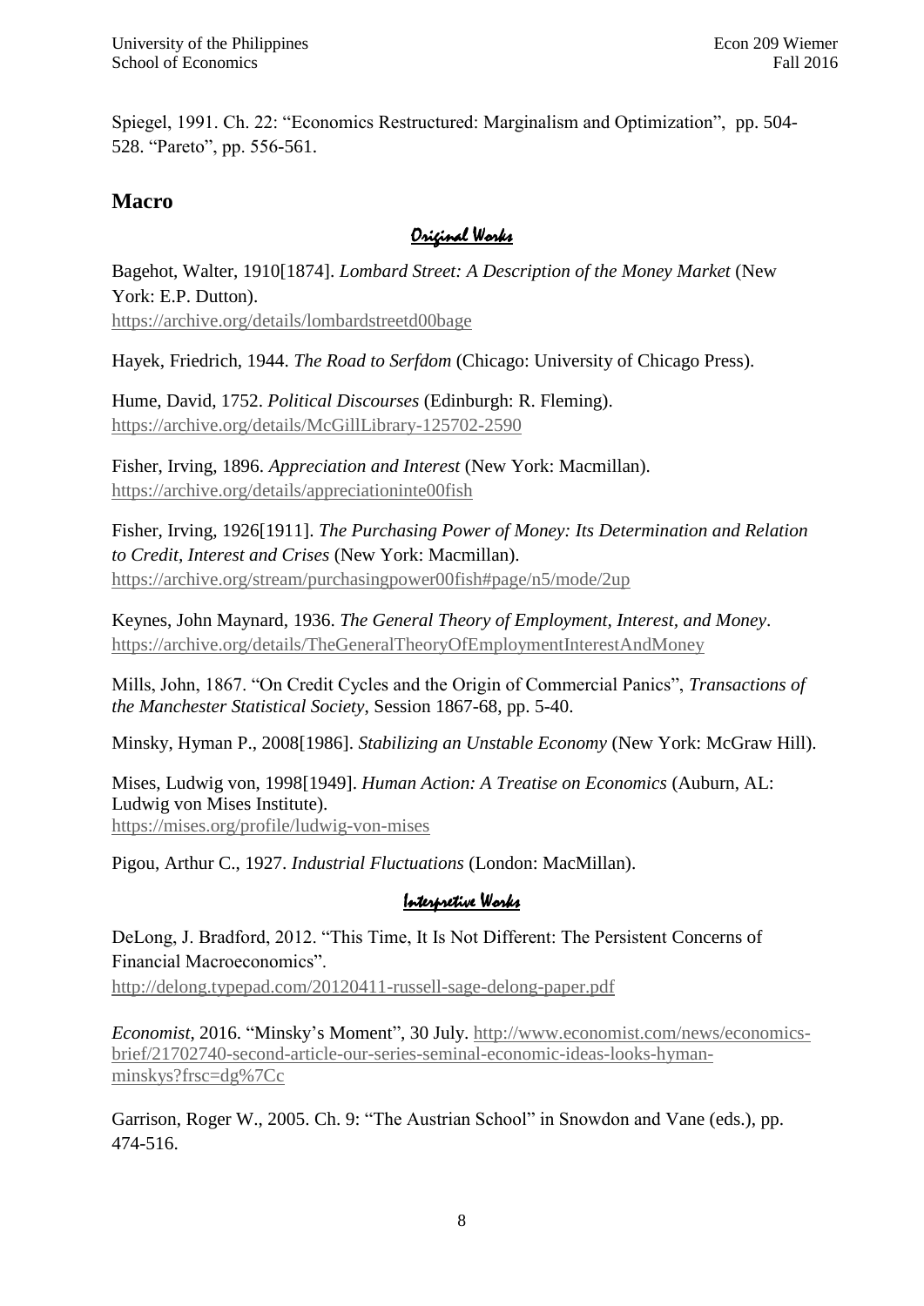Spiegel, 1991. Ch. 22: "Economics Restructured: Marginalism and Optimization", pp. 504-528. "Pareto", pp. 556-561.

## Macro

### *Original Works*

Bagehot, Walter, 1910[1874]. *Lombard Street: A Description of the Money Market* (New York: E.P. Dutton).
https://archive.org/details/lombardstreetd00bage

Hayek, Friedrich, 1944. *The Road to Serfdom* (Chicago: University of Chicago Press).

Hume, David, 1752. *Political Discourses* (Edinburgh: R. Fleming).
https://archive.org/details/McGillLibrary-125702-2590

Fisher, Irving, 1896. *Appreciation and Interest* (New York: Macmillan).
https://archive.org/details/appreciationinte00fish

Fisher, Irving, 1926[1911]. *The Purchasing Power of Money: Its Determination and Relation to Credit, Interest and Crises* (New York: Macmillan).
https://archive.org/stream/purchasingpower00fish#page/n5/mode/2up

Keynes, John Maynard, 1936. *The General Theory of Employment, Interest, and Money*.
https://archive.org/details/TheGeneralTheoryOfEmploymentInterestAndMoney

Mills, John, 1867. "On Credit Cycles and the Origin of Commercial Panics", *Transactions of the Manchester Statistical Society*, Session 1867-68, pp. 5-40.

Minsky, Hyman P., 2008[1986]. *Stabilizing an Unstable Economy* (New York: McGraw Hill).

Mises, Ludwig von, 1998[1949]. *Human Action: A Treatise on Economics* (Auburn, AL: Ludwig von Mises Institute).
https://mises.org/profile/ludwig-von-mises

Pigou, Arthur C., 1927. *Industrial Fluctuations* (London: MacMillan).

### *Interpretive Works*

DeLong, J. Bradford, 2012. "This Time, It Is Not Different: The Persistent Concerns of Financial Macroeconomics".
http://delong.typepad.com/20120411-russell-sage-delong-paper.pdf

*Economist*, 2016. "Minsky's Moment", 30 July. http://www.economist.com/news/economics-brief/21702740-second-article-our-series-seminal-economic-ideas-looks-hyman-minskys?frsc=dg%7Cc

Garrison, Roger W., 2005. Ch. 9: "The Austrian School" in Snowdon and Vane (eds.), pp. 474-516.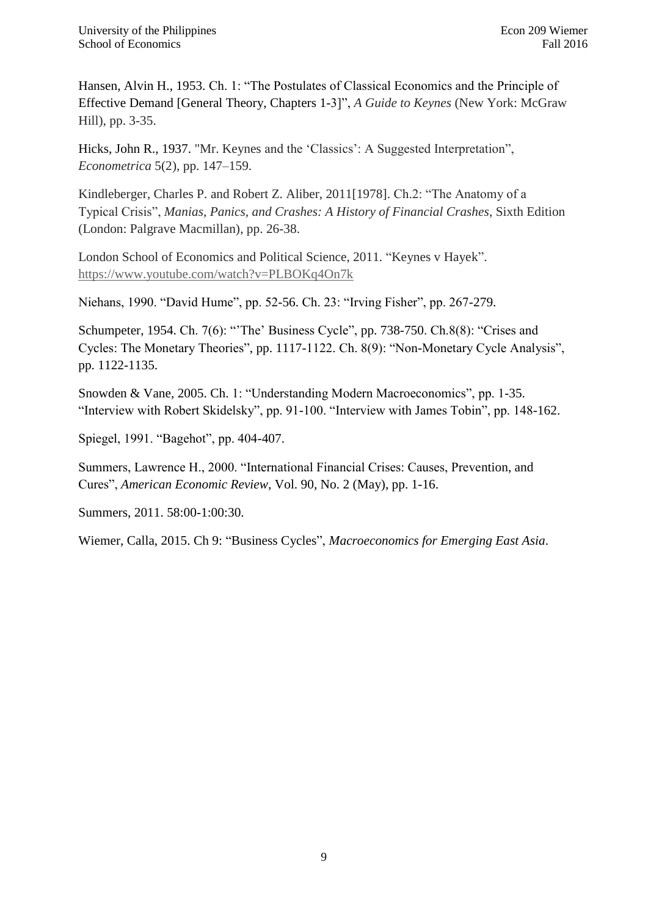Hansen, Alvin H., 1953. Ch. 1: "The Postulates of Classical Economics and the Principle of Effective Demand [General Theory, Chapters 1-3]", *A Guide to Keynes* (New York: McGraw Hill), pp. 3-35.

Hicks, John R., 1937. "Mr. Keynes and the 'Classics': A Suggested Interpretation", *Econometrica* 5(2), pp. 147–159.

Kindleberger, Charles P. and Robert Z. Aliber, 2011[1978]. Ch.2: "The Anatomy of a Typical Crisis", *Manias, Panics, and Crashes: A History of Financial Crashes*, Sixth Edition (London: Palgrave Macmillan), pp. 26-38.

London School of Economics and Political Science, 2011. "Keynes v Hayek". https://www.youtube.com/watch?v=PLBOKq4On7k

Niehans, 1990. "David Hume", pp. 52-56. Ch. 23: "Irving Fisher", pp. 267-279.

Schumpeter, 1954. Ch. 7(6): "'The' Business Cycle", pp. 738-750. Ch.8(8): "Crises and Cycles: The Monetary Theories", pp. 1117-1122. Ch. 8(9): "Non-Monetary Cycle Analysis", pp. 1122-1135.

Snowden & Vane, 2005. Ch. 1: "Understanding Modern Macroeconomics", pp. 1-35. "Interview with Robert Skidelsky", pp. 91-100. "Interview with James Tobin", pp. 148-162.

Spiegel, 1991. "Bagehot", pp. 404-407.

Summers, Lawrence H., 2000. "International Financial Crises: Causes, Prevention, and Cures", *American Economic Review*, Vol. 90, No. 2 (May), pp. 1-16.

Summers, 2011. 58:00-1:00:30.

Wiemer, Calla, 2015. Ch 9: "Business Cycles", *Macroeconomics for Emerging East Asia*.